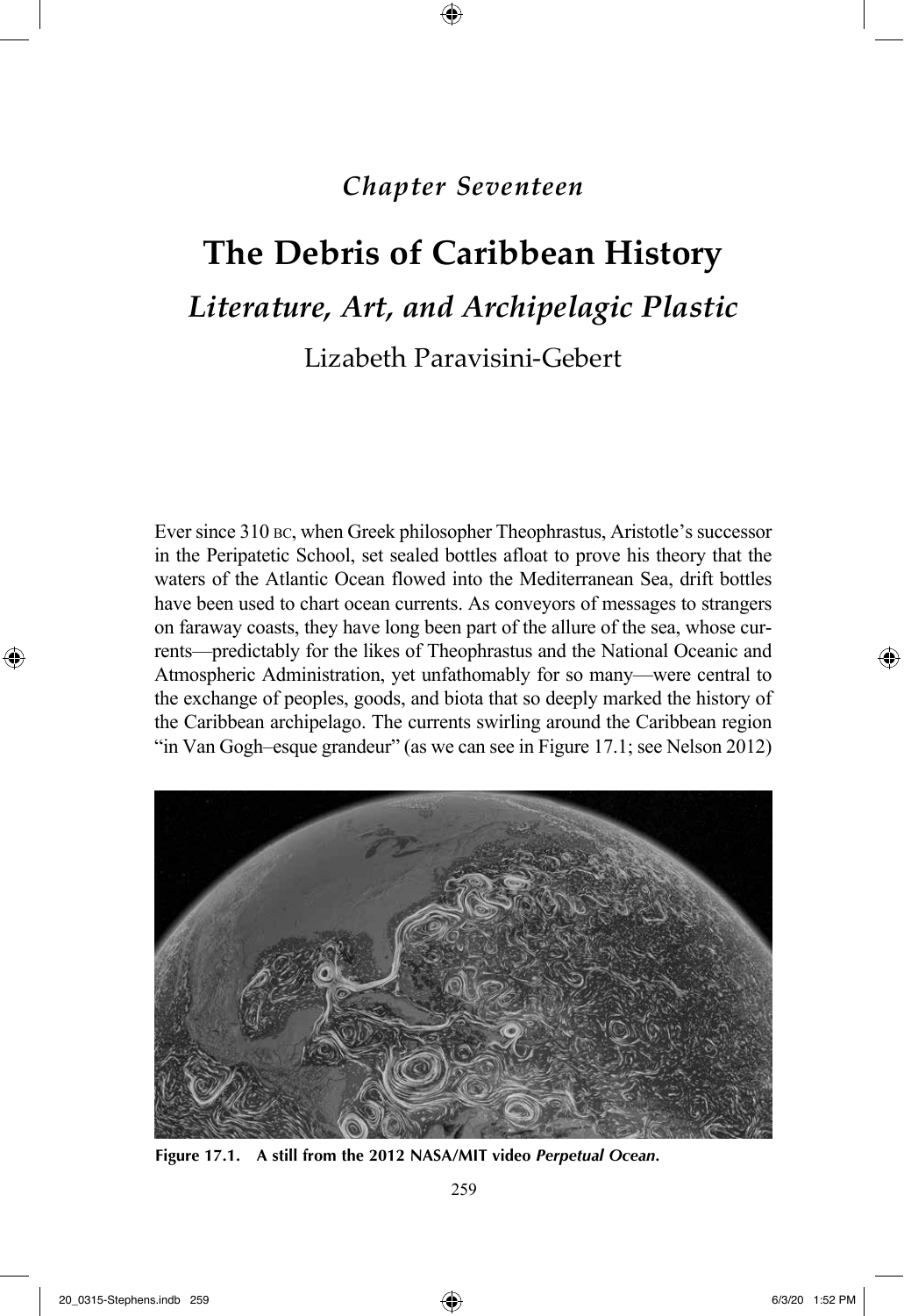*Chapter Seventeen*

# The Debris of Caribbean History

## *Literature, Art, and Archipelagic Plastic*

Lizabeth Paravisini-Gebert

Ever since 310 BC, when Greek philosopher Theophrastus, Aristotle's successor in the Peripatetic School, set sealed bottles afloat to prove his theory that the waters of the Atlantic Ocean flowed into the Mediterranean Sea, drift bottles have been used to chart ocean currents. As conveyors of messages to strangers on faraway coasts, they have long been part of the allure of the sea, whose currents—predictably for the likes of Theophrastus and the National Oceanic and Atmospheric Administration, yet unfathomably for so many—were central to the exchange of peoples, goods, and biota that so deeply marked the history of the Caribbean archipelago. The currents swirling around the Caribbean region "in Van Gogh–esque grandeur" (as we can see in Figure 17.1; see Nelson 2012)

**Figure 17.1. A still from the 2012 NASA/MIT video *Perpetual Ocean*.**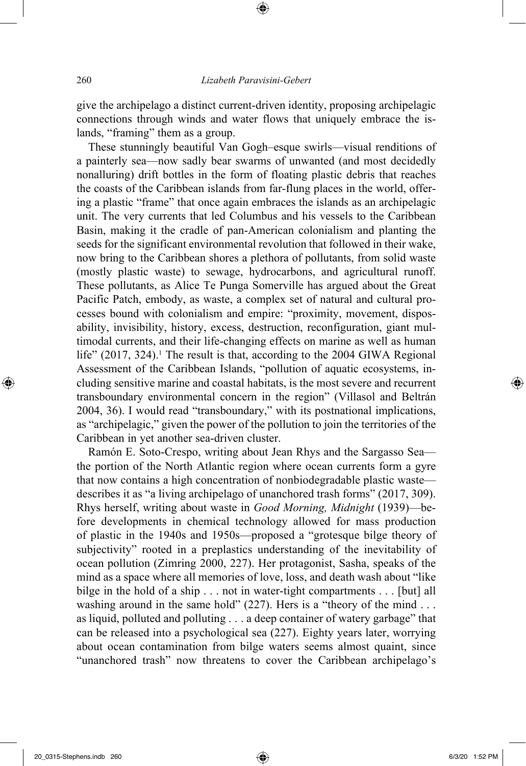give the archipelago a distinct current-driven identity, proposing archipelagic connections through winds and water flows that uniquely embrace the islands, "framing" them as a group.

These stunningly beautiful Van Gogh–esque swirls—visual renditions of a painterly sea—now sadly bear swarms of unwanted (and most decidedly nonalluring) drift bottles in the form of floating plastic debris that reaches the coasts of the Caribbean islands from far-flung places in the world, offering a plastic "frame" that once again embraces the islands as an archipelagic unit. The very currents that led Columbus and his vessels to the Caribbean Basin, making it the cradle of pan-American colonialism and planting the seeds for the significant environmental revolution that followed in their wake, now bring to the Caribbean shores a plethora of pollutants, from solid waste (mostly plastic waste) to sewage, hydrocarbons, and agricultural runoff. These pollutants, as Alice Te Punga Somerville has argued about the Great Pacific Patch, embody, as waste, a complex set of natural and cultural processes bound with colonialism and empire: "proximity, movement, disposability, invisibility, history, excess, destruction, reconfiguration, giant multimodal currents, and their life-changing effects on marine as well as human life" (2017, 324).[1] The result is that, according to the 2004 GIWA Regional Assessment of the Caribbean Islands, "pollution of aquatic ecosystems, including sensitive marine and coastal habitats, is the most severe and recurrent transboundary environmental concern in the region" (Villasol and Beltrán 2004, 36). I would read "transboundary," with its postnational implications, as "archipelagic," given the power of the pollution to join the territories of the Caribbean in yet another sea-driven cluster.

Ramón E. Soto-Crespo, writing about Jean Rhys and the Sargasso Sea—the portion of the North Atlantic region where ocean currents form a gyre that now contains a high concentration of nonbiodegradable plastic waste—describes it as "a living archipelago of unanchored trash forms" (2017, 309). Rhys herself, writing about waste in *Good Morning, Midnight* (1939)—before developments in chemical technology allowed for mass production of plastic in the 1940s and 1950s—proposed a "grotesque bilge theory of subjectivity" rooted in a preplastics understanding of the inevitability of ocean pollution (Zimring 2000, 227). Her protagonist, Sasha, speaks of the mind as a space where all memories of love, loss, and death wash about "like bilge in the hold of a ship . . . not in water-tight compartments . . . [but] all washing around in the same hold" (227). Hers is a "theory of the mind . . . as liquid, polluted and polluting . . . a deep container of watery garbage" that can be released into a psychological sea (227). Eighty years later, worrying about ocean contamination from bilge waters seems almost quaint, since "unanchored trash" now threatens to cover the Caribbean archipelago's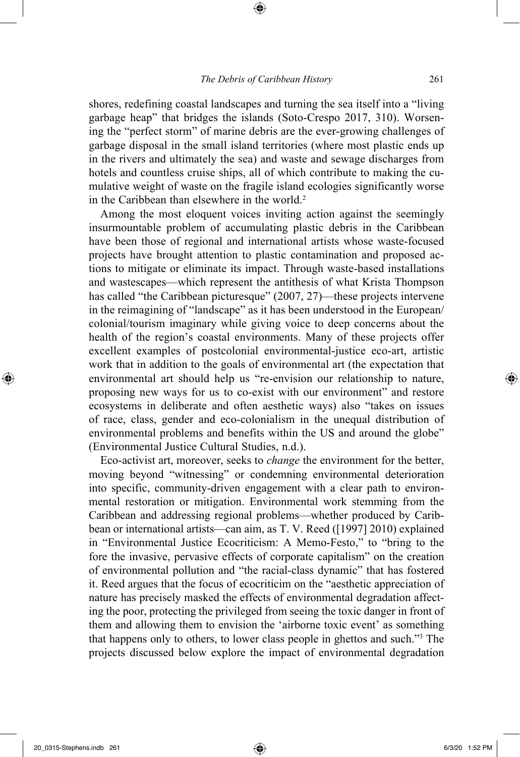shores, redefining coastal landscapes and turning the sea itself into a "living garbage heap" that bridges the islands (Soto-Crespo 2017, 310). Worsening the "perfect storm" of marine debris are the ever-growing challenges of garbage disposal in the small island territories (where most plastic ends up in the rivers and ultimately the sea) and waste and sewage discharges from hotels and countless cruise ships, all of which contribute to making the cumulative weight of waste on the fragile island ecologies significantly worse in the Caribbean than elsewhere in the world.[2]

Among the most eloquent voices inviting action against the seemingly insurmountable problem of accumulating plastic debris in the Caribbean have been those of regional and international artists whose waste-focused projects have brought attention to plastic contamination and proposed actions to mitigate or eliminate its impact. Through waste-based installations and wastescapes—which represent the antithesis of what Krista Thompson has called "the Caribbean picturesque" (2007, 27)—these projects intervene in the reimagining of "landscape" as it has been understood in the European/colonial/tourism imaginary while giving voice to deep concerns about the health of the region's coastal environments. Many of these projects offer excellent examples of postcolonial environmental-justice eco-art, artistic work that in addition to the goals of environmental art (the expectation that environmental art should help us "re-envision our relationship to nature, proposing new ways for us to co-exist with our environment" and restore ecosystems in deliberate and often aesthetic ways) also "takes on issues of race, class, gender and eco-colonialism in the unequal distribution of environmental problems and benefits within the US and around the globe" (Environmental Justice Cultural Studies, n.d.).

Eco-activist art, moreover, seeks to *change* the environment for the better, moving beyond "witnessing" or condemning environmental deterioration into specific, community-driven engagement with a clear path to environmental restoration or mitigation. Environmental work stemming from the Caribbean and addressing regional problems—whether produced by Caribbean or international artists—can aim, as T. V. Reed ([1997] 2010) explained in "Environmental Justice Ecocriticism: A Memo-Festo," to "bring to the fore the invasive, pervasive effects of corporate capitalism" on the creation of environmental pollution and "the racial-class dynamic" that has fostered it. Reed argues that the focus of ecocriticim on the "aesthetic appreciation of nature has precisely masked the effects of environmental degradation affecting the poor, protecting the privileged from seeing the toxic danger in front of them and allowing them to envision the 'airborne toxic event' as something that happens only to others, to lower class people in ghettos and such."[3] The projects discussed below explore the impact of environmental degradation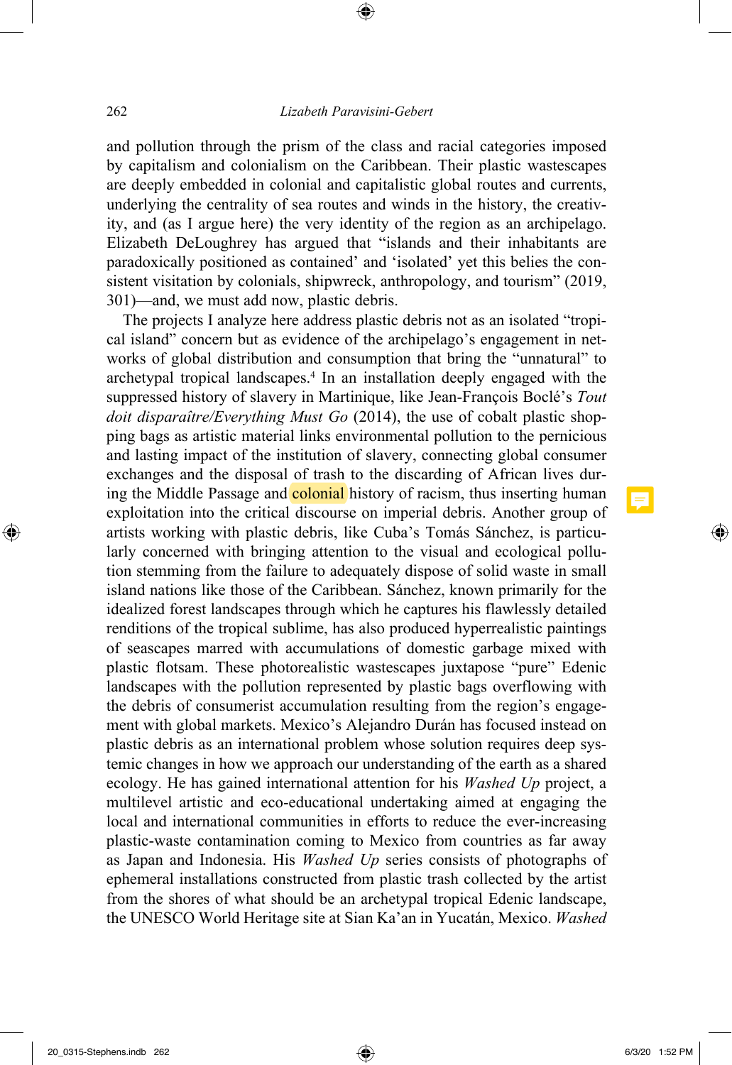and pollution through the prism of the class and racial categories imposed by capitalism and colonialism on the Caribbean. Their plastic wastescapes are deeply embedded in colonial and capitalistic global routes and currents, underlying the centrality of sea routes and winds in the history, the creativity, and (as I argue here) the very identity of the region as an archipelago. Elizabeth DeLoughrey has argued that "islands and their inhabitants are paradoxically positioned as contained' and 'isolated' yet this belies the consistent visitation by colonials, shipwreck, anthropology, and tourism" (2019, 301)—and, we must add now, plastic debris.

The projects I analyze here address plastic debris not as an isolated "tropical island" concern but as evidence of the archipelago's engagement in networks of global distribution and consumption that bring the "unnatural" to archetypal tropical landscapes.[4] In an installation deeply engaged with the suppressed history of slavery in Martinique, like Jean-François Boclé's *Tout doit disparaître/Everything Must Go* (2014), the use of cobalt plastic shopping bags as artistic material links environmental pollution to the pernicious and lasting impact of the institution of slavery, connecting global consumer exchanges and the disposal of trash to the discarding of African lives during the Middle Passage and colonial history of racism, thus inserting human exploitation into the critical discourse on imperial debris. Another group of artists working with plastic debris, like Cuba's Tomás Sánchez, is particularly concerned with bringing attention to the visual and ecological pollution stemming from the failure to adequately dispose of solid waste in small island nations like those of the Caribbean. Sánchez, known primarily for the idealized forest landscapes through which he captures his flawlessly detailed renditions of the tropical sublime, has also produced hyperrealistic paintings of seascapes marred with accumulations of domestic garbage mixed with plastic flotsam. These photorealistic wastescapes juxtapose "pure" Edenic landscapes with the pollution represented by plastic bags overflowing with the debris of consumerist accumulation resulting from the region's engagement with global markets. Mexico's Alejandro Durán has focused instead on plastic debris as an international problem whose solution requires deep systemic changes in how we approach our understanding of the earth as a shared ecology. He has gained international attention for his *Washed Up* project, a multilevel artistic and eco-educational undertaking aimed at engaging the local and international communities in efforts to reduce the ever-increasing plastic-waste contamination coming to Mexico from countries as far away as Japan and Indonesia. His *Washed Up* series consists of photographs of ephemeral installations constructed from plastic trash collected by the artist from the shores of what should be an archetypal tropical Edenic landscape, the UNESCO World Heritage site at Sian Ka'an in Yucatán, Mexico. *Washed*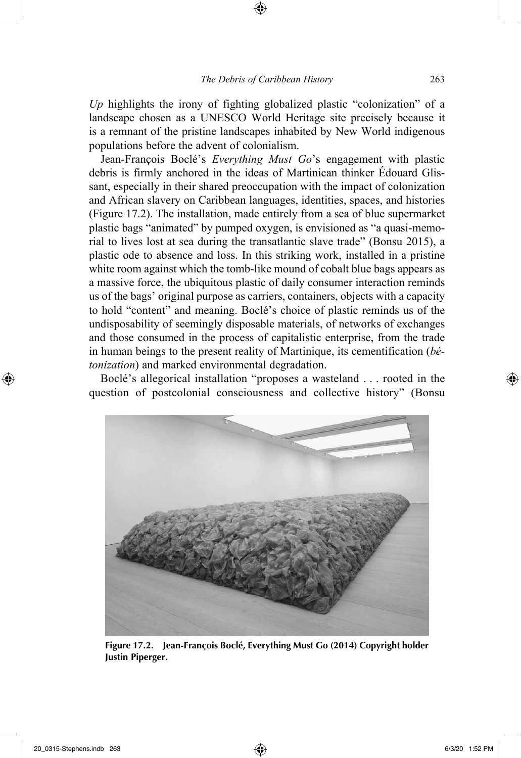*Up* highlights the irony of fighting globalized plastic "colonization" of a landscape chosen as a UNESCO World Heritage site precisely because it is a remnant of the pristine landscapes inhabited by New World indigenous populations before the advent of colonialism.

Jean-François Boclé's *Everything Must Go*'s engagement with plastic debris is firmly anchored in the ideas of Martinican thinker Édouard Glissant, especially in their shared preoccupation with the impact of colonization and African slavery on Caribbean languages, identities, spaces, and histories (Figure 17.2). The installation, made entirely from a sea of blue supermarket plastic bags "animated" by pumped oxygen, is envisioned as "a quasi-memorial to lives lost at sea during the transatlantic slave trade" (Bonsu 2015), a plastic ode to absence and loss. In this striking work, installed in a pristine white room against which the tomb-like mound of cobalt blue bags appears as a massive force, the ubiquitous plastic of daily consumer interaction reminds us of the bags' original purpose as carriers, containers, objects with a capacity to hold "content" and meaning. Boclé's choice of plastic reminds us of the undisposability of seemingly disposable materials, of networks of exchanges and those consumed in the process of capitalistic enterprise, from the trade in human beings to the present reality of Martinique, its cementification (*bétonization*) and marked environmental degradation.

Boclé's allegorical installation "proposes a wasteland . . . rooted in the question of postcolonial consciousness and collective history" (Bonsu

**Figure 17.2. Jean-François Boclé, Everything Must Go (2014) Copyright holder Justin Piperger.**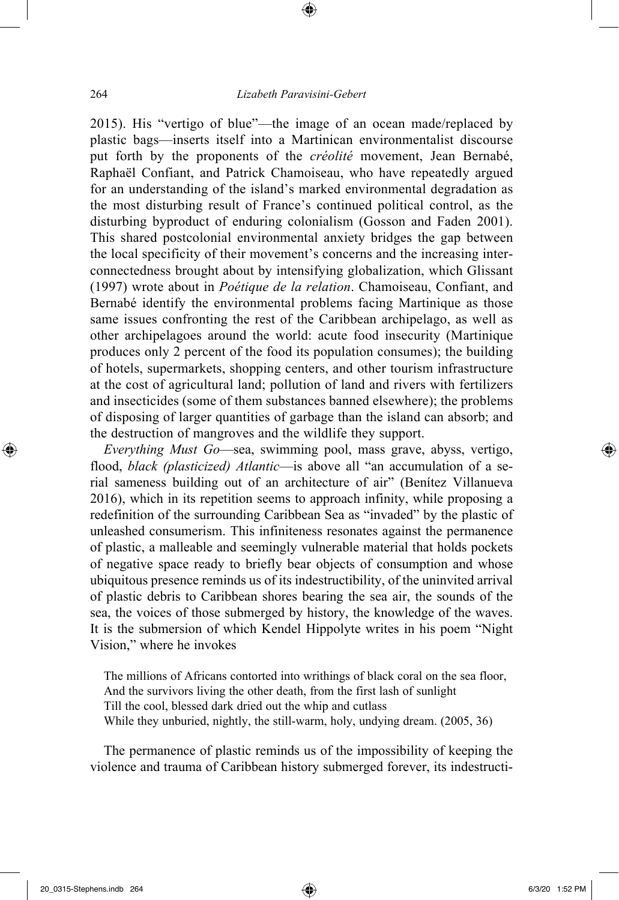2015). His "vertigo of blue"—the image of an ocean made/replaced by plastic bags—inserts itself into a Martinican environmentalist discourse put forth by the proponents of the *créolité* movement, Jean Bernabé, Raphaël Confiant, and Patrick Chamoiseau, who have repeatedly argued for an understanding of the island's marked environmental degradation as the most disturbing result of France's continued political control, as the disturbing byproduct of enduring colonialism (Gosson and Faden 2001). This shared postcolonial environmental anxiety bridges the gap between the local specificity of their movement's concerns and the increasing interconnectedness brought about by intensifying globalization, which Glissant (1997) wrote about in *Poétique de la relation*. Chamoiseau, Confiant, and Bernabé identify the environmental problems facing Martinique as those same issues confronting the rest of the Caribbean archipelago, as well as other archipelagoes around the world: acute food insecurity (Martinique produces only 2 percent of the food its population consumes); the building of hotels, supermarkets, shopping centers, and other tourism infrastructure at the cost of agricultural land; pollution of land and rivers with fertilizers and insecticides (some of them substances banned elsewhere); the problems of disposing of larger quantities of garbage than the island can absorb; and the destruction of mangroves and the wildlife they support.

*Everything Must Go*—sea, swimming pool, mass grave, abyss, vertigo, flood, *black (plasticized) Atlantic*—is above all "an accumulation of a serial sameness building out of an architecture of air" (Benítez Villanueva 2016), which in its repetition seems to approach infinity, while proposing a redefinition of the surrounding Caribbean Sea as "invaded" by the plastic of unleashed consumerism. This infiniteness resonates against the permanence of plastic, a malleable and seemingly vulnerable material that holds pockets of negative space ready to briefly bear objects of consumption and whose ubiquitous presence reminds us of its indestructibility, of the uninvited arrival of plastic debris to Caribbean shores bearing the sea air, the sounds of the sea, the voices of those submerged by history, the knowledge of the waves. It is the submersion of which Kendel Hippolyte writes in his poem "Night Vision," where he invokes

> The millions of Africans contorted into writhings of black coral on the sea floor,
> And the survivors living the other death, from the first lash of sunlight
> Till the cool, blessed dark dried out the whip and cutlass
> While they unburied, nightly, the still-warm, holy, undying dream. (2005, 36)

The permanence of plastic reminds us of the impossibility of keeping the violence and trauma of Caribbean history submerged forever, its indestructi-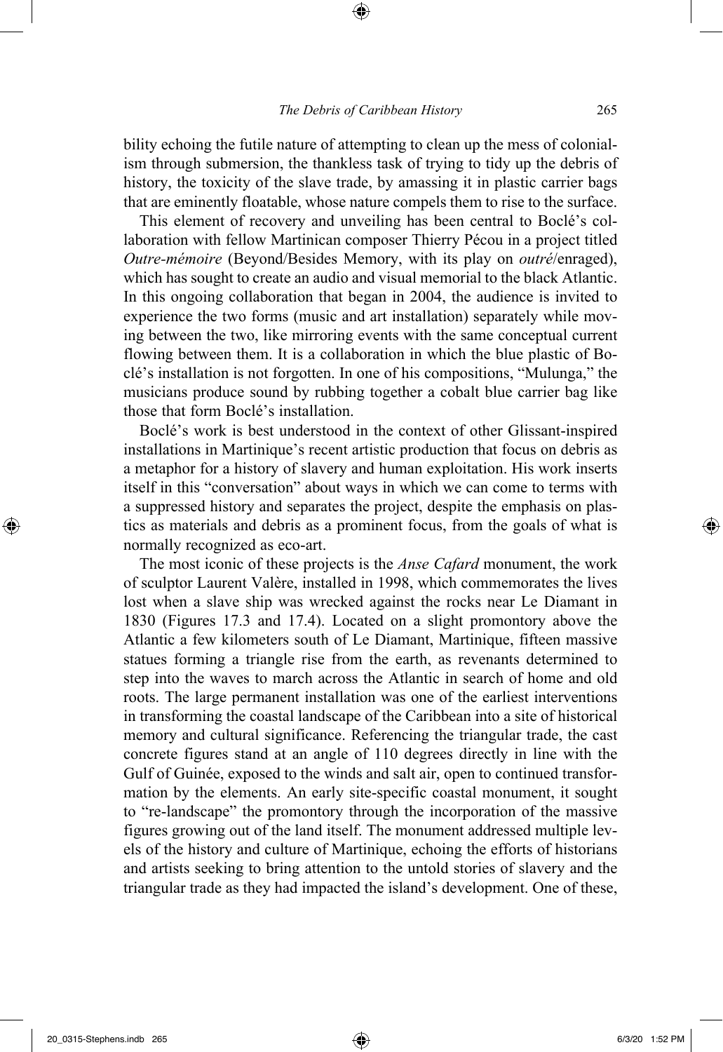bility echoing the futile nature of attempting to clean up the mess of colonialism through submersion, the thankless task of trying to tidy up the debris of history, the toxicity of the slave trade, by amassing it in plastic carrier bags that are eminently floatable, whose nature compels them to rise to the surface.

This element of recovery and unveiling has been central to Boclé's collaboration with fellow Martinican composer Thierry Pécou in a project titled *Outre-mémoire* (Beyond/Besides Memory, with its play on *outré*/enraged), which has sought to create an audio and visual memorial to the black Atlantic. In this ongoing collaboration that began in 2004, the audience is invited to experience the two forms (music and art installation) separately while moving between the two, like mirroring events with the same conceptual current flowing between them. It is a collaboration in which the blue plastic of Boclé's installation is not forgotten. In one of his compositions, "Mulunga," the musicians produce sound by rubbing together a cobalt blue carrier bag like those that form Boclé's installation.

Boclé's work is best understood in the context of other Glissant-inspired installations in Martinique's recent artistic production that focus on debris as a metaphor for a history of slavery and human exploitation. His work inserts itself in this "conversation" about ways in which we can come to terms with a suppressed history and separates the project, despite the emphasis on plastics as materials and debris as a prominent focus, from the goals of what is normally recognized as eco-art.

The most iconic of these projects is the *Anse Cafard* monument, the work of sculptor Laurent Valère, installed in 1998, which commemorates the lives lost when a slave ship was wrecked against the rocks near Le Diamant in 1830 (Figures 17.3 and 17.4). Located on a slight promontory above the Atlantic a few kilometers south of Le Diamant, Martinique, fifteen massive statues forming a triangle rise from the earth, as revenants determined to step into the waves to march across the Atlantic in search of home and old roots. The large permanent installation was one of the earliest interventions in transforming the coastal landscape of the Caribbean into a site of historical memory and cultural significance. Referencing the triangular trade, the cast concrete figures stand at an angle of 110 degrees directly in line with the Gulf of Guinée, exposed to the winds and salt air, open to continued transformation by the elements. An early site-specific coastal monument, it sought to "re-landscape" the promontory through the incorporation of the massive figures growing out of the land itself. The monument addressed multiple levels of the history and culture of Martinique, echoing the efforts of historians and artists seeking to bring attention to the untold stories of slavery and the triangular trade as they had impacted the island's development. One of these,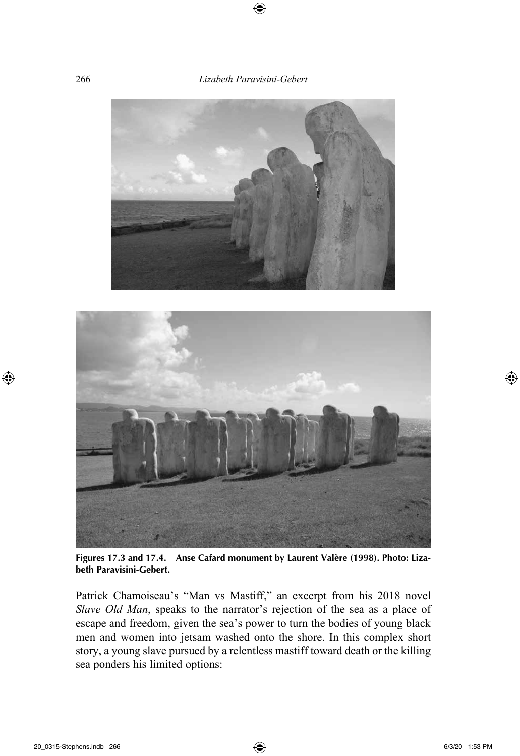**Figures 17.3 and 17.4. Anse Cafard monument by Laurent Valère (1998). Photo: Lizabeth Paravisini-Gebert.**

Patrick Chamoiseau's "Man vs Mastiff," an excerpt from his 2018 novel *Slave Old Man*, speaks to the narrator's rejection of the sea as a place of escape and freedom, given the sea's power to turn the bodies of young black men and women into jetsam washed onto the shore. In this complex short story, a young slave pursued by a relentless mastiff toward death or the killing sea ponders his limited options: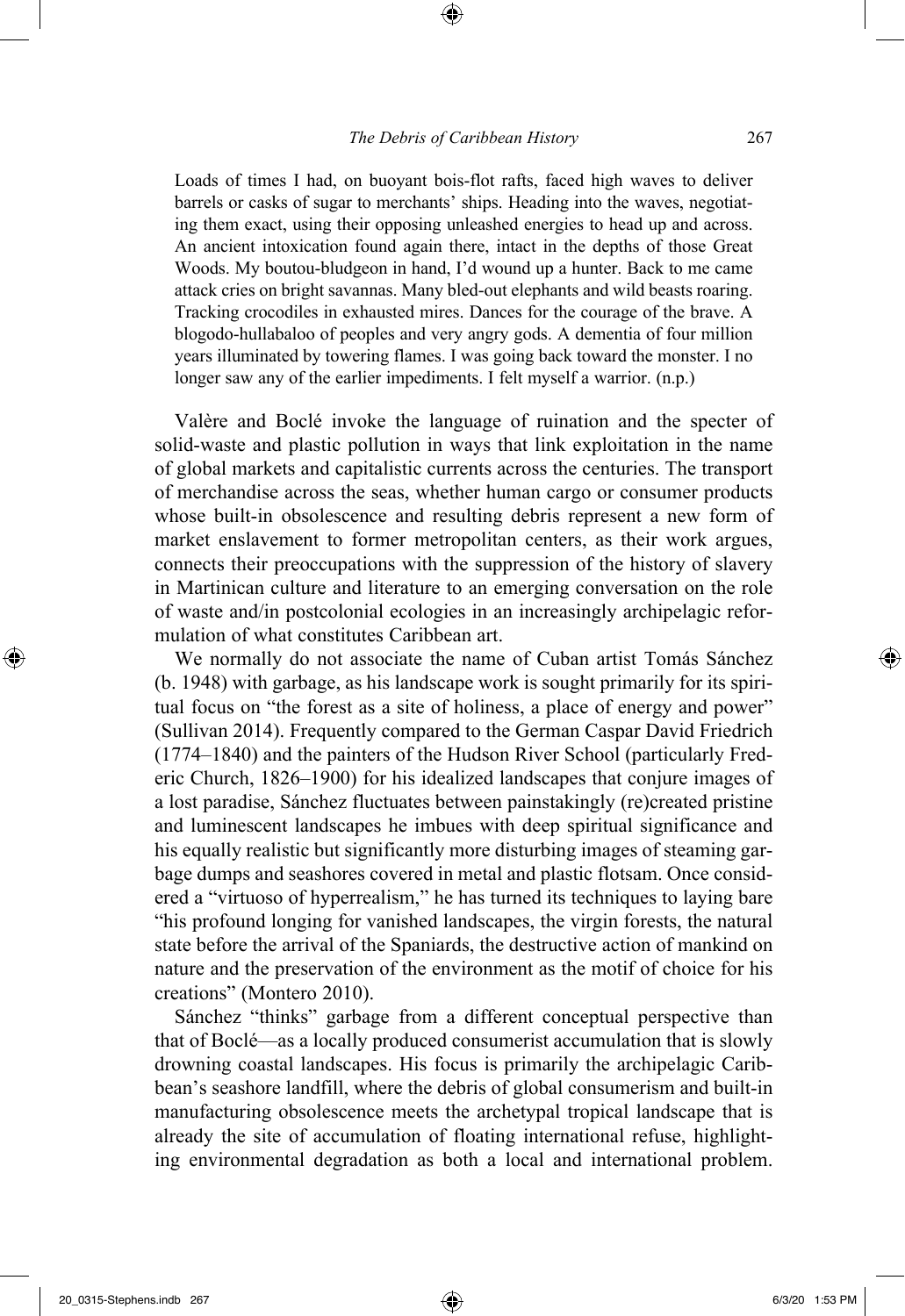> Loads of times I had, on buoyant bois-flot rafts, faced high waves to deliver barrels or casks of sugar to merchants' ships. Heading into the waves, negotiating them exact, using their opposing unleashed energies to head up and across. An ancient intoxication found again there, intact in the depths of those Great Woods. My boutou-bludgeon in hand, I'd wound up a hunter. Back to me came attack cries on bright savannas. Many bled-out elephants and wild beasts roaring. Tracking crocodiles in exhausted mires. Dances for the courage of the brave. A blogodo-hullabaloo of peoples and very angry gods. A dementia of four million years illuminated by towering flames. I was going back toward the monster. I no longer saw any of the earlier impediments. I felt myself a warrior. (n.p.)

Valère and Boclé invoke the language of ruination and the specter of solid-waste and plastic pollution in ways that link exploitation in the name of global markets and capitalistic currents across the centuries. The transport of merchandise across the seas, whether human cargo or consumer products whose built-in obsolescence and resulting debris represent a new form of market enslavement to former metropolitan centers, as their work argues, connects their preoccupations with the suppression of the history of slavery in Martinican culture and literature to an emerging conversation on the role of waste and/in postcolonial ecologies in an increasingly archipelagic reformulation of what constitutes Caribbean art.

We normally do not associate the name of Cuban artist Tomás Sánchez (b. 1948) with garbage, as his landscape work is sought primarily for its spiritual focus on "the forest as a site of holiness, a place of energy and power" (Sullivan 2014). Frequently compared to the German Caspar David Friedrich (1774–1840) and the painters of the Hudson River School (particularly Frederic Church, 1826–1900) for his idealized landscapes that conjure images of a lost paradise, Sánchez fluctuates between painstakingly (re)created pristine and luminescent landscapes he imbues with deep spiritual significance and his equally realistic but significantly more disturbing images of steaming garbage dumps and seashores covered in metal and plastic flotsam. Once considered a "virtuoso of hyperrealism," he has turned its techniques to laying bare "his profound longing for vanished landscapes, the virgin forests, the natural state before the arrival of the Spaniards, the destructive action of mankind on nature and the preservation of the environment as the motif of choice for his creations" (Montero 2010).

Sánchez "thinks" garbage from a different conceptual perspective than that of Boclé—as a locally produced consumerist accumulation that is slowly drowning coastal landscapes. His focus is primarily the archipelagic Caribbean's seashore landfill, where the debris of global consumerism and built-in manufacturing obsolescence meets the archetypal tropical landscape that is already the site of accumulation of floating international refuse, highlighting environmental degradation as both a local and international problem.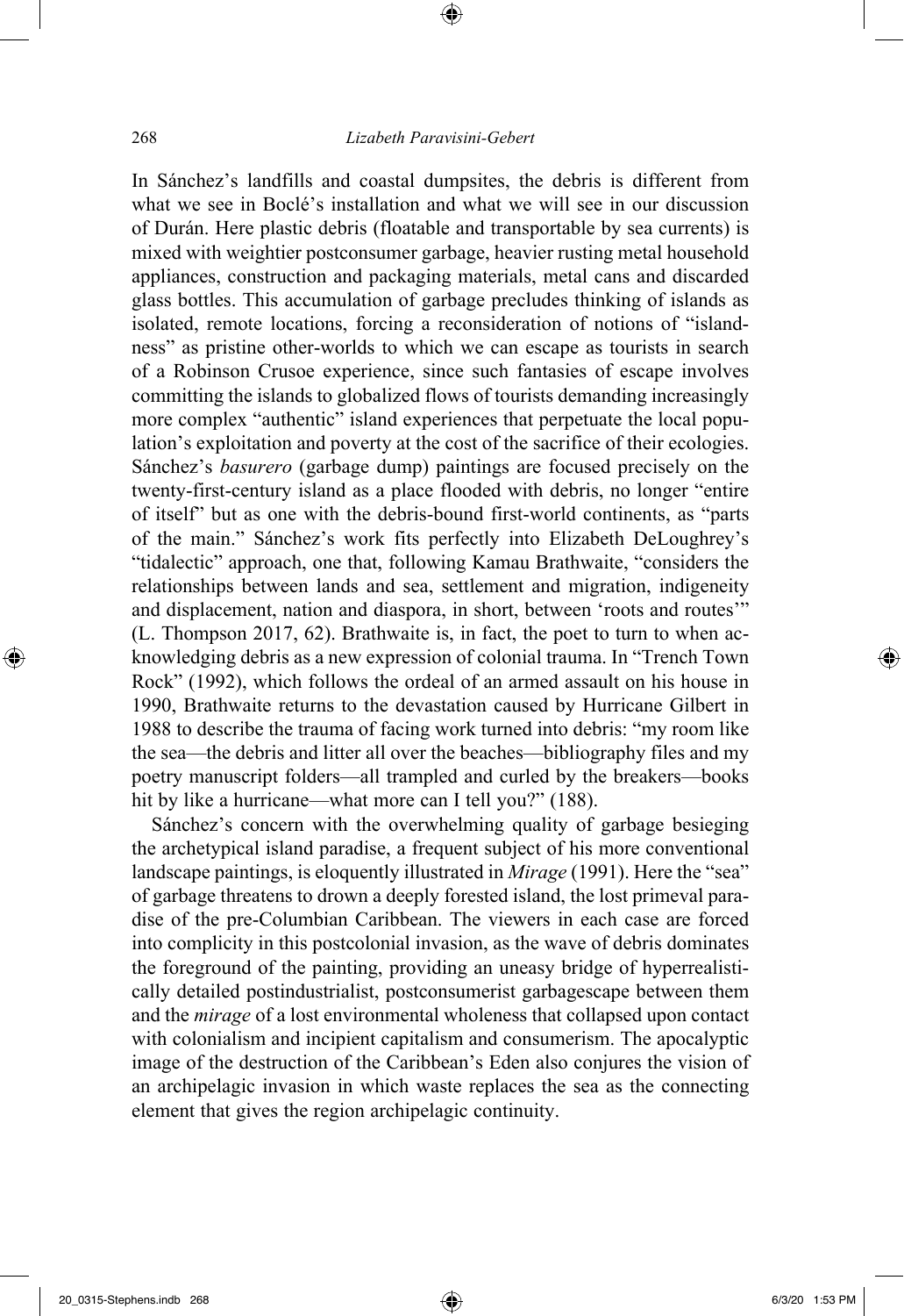In Sánchez's landfills and coastal dumpsites, the debris is different from what we see in Boclé's installation and what we will see in our discussion of Durán. Here plastic debris (floatable and transportable by sea currents) is mixed with weightier postconsumer garbage, heavier rusting metal household appliances, construction and packaging materials, metal cans and discarded glass bottles. This accumulation of garbage precludes thinking of islands as isolated, remote locations, forcing a reconsideration of notions of "islandness" as pristine other-worlds to which we can escape as tourists in search of a Robinson Crusoe experience, since such fantasies of escape involves committing the islands to globalized flows of tourists demanding increasingly more complex "authentic" island experiences that perpetuate the local population's exploitation and poverty at the cost of the sacrifice of their ecologies. Sánchez's *basurero* (garbage dump) paintings are focused precisely on the twenty-first-century island as a place flooded with debris, no longer "entire of itself" but as one with the debris-bound first-world continents, as "parts of the main." Sánchez's work fits perfectly into Elizabeth DeLoughrey's "tidalectic" approach, one that, following Kamau Brathwaite, "considers the relationships between lands and sea, settlement and migration, indigeneity and displacement, nation and diaspora, in short, between 'roots and routes'" (L. Thompson 2017, 62). Brathwaite is, in fact, the poet to turn to when acknowledging debris as a new expression of colonial trauma. In "Trench Town Rock" (1992), which follows the ordeal of an armed assault on his house in 1990, Brathwaite returns to the devastation caused by Hurricane Gilbert in 1988 to describe the trauma of facing work turned into debris: "my room like the sea—the debris and litter all over the beaches—bibliography files and my poetry manuscript folders—all trampled and curled by the breakers—books hit by like a hurricane—what more can I tell you?" (188).

Sánchez's concern with the overwhelming quality of garbage besieging the archetypical island paradise, a frequent subject of his more conventional landscape paintings, is eloquently illustrated in *Mirage* (1991). Here the "sea" of garbage threatens to drown a deeply forested island, the lost primeval paradise of the pre-Columbian Caribbean. The viewers in each case are forced into complicity in this postcolonial invasion, as the wave of debris dominates the foreground of the painting, providing an uneasy bridge of hyperrealistically detailed postindustrialist, postconsumerist garbagescape between them and the *mirage* of a lost environmental wholeness that collapsed upon contact with colonialism and incipient capitalism and consumerism. The apocalyptic image of the destruction of the Caribbean's Eden also conjures the vision of an archipelagic invasion in which waste replaces the sea as the connecting element that gives the region archipelagic continuity.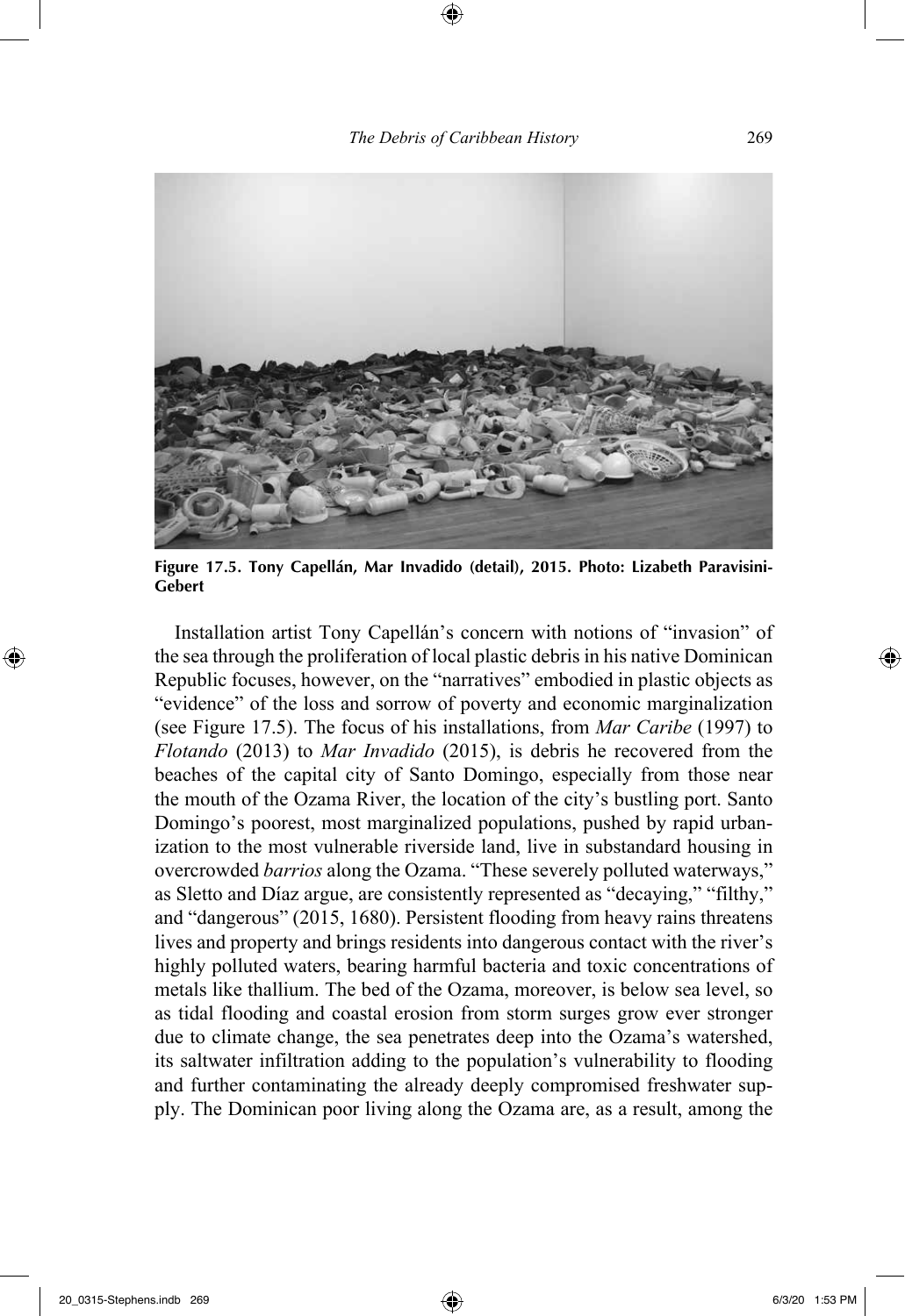**Figure 17.5. Tony Capellán, Mar Invadido (detail), 2015. Photo: Lizabeth Paravisini-Gebert**

Installation artist Tony Capellán's concern with notions of "invasion" of the sea through the proliferation of local plastic debris in his native Dominican Republic focuses, however, on the "narratives" embodied in plastic objects as "evidence" of the loss and sorrow of poverty and economic marginalization (see Figure 17.5). The focus of his installations, from *Mar Caribe* (1997) to *Flotando* (2013) to *Mar Invadido* (2015), is debris he recovered from the beaches of the capital city of Santo Domingo, especially from those near the mouth of the Ozama River, the location of the city's bustling port. Santo Domingo's poorest, most marginalized populations, pushed by rapid urbanization to the most vulnerable riverside land, live in substandard housing in overcrowded *barrios* along the Ozama. "These severely polluted waterways," as Sletto and Díaz argue, are consistently represented as "decaying," "filthy," and "dangerous" (2015, 1680). Persistent flooding from heavy rains threatens lives and property and brings residents into dangerous contact with the river's highly polluted waters, bearing harmful bacteria and toxic concentrations of metals like thallium. The bed of the Ozama, moreover, is below sea level, so as tidal flooding and coastal erosion from storm surges grow ever stronger due to climate change, the sea penetrates deep into the Ozama's watershed, its saltwater infiltration adding to the population's vulnerability to flooding and further contaminating the already deeply compromised freshwater supply. The Dominican poor living along the Ozama are, as a result, among the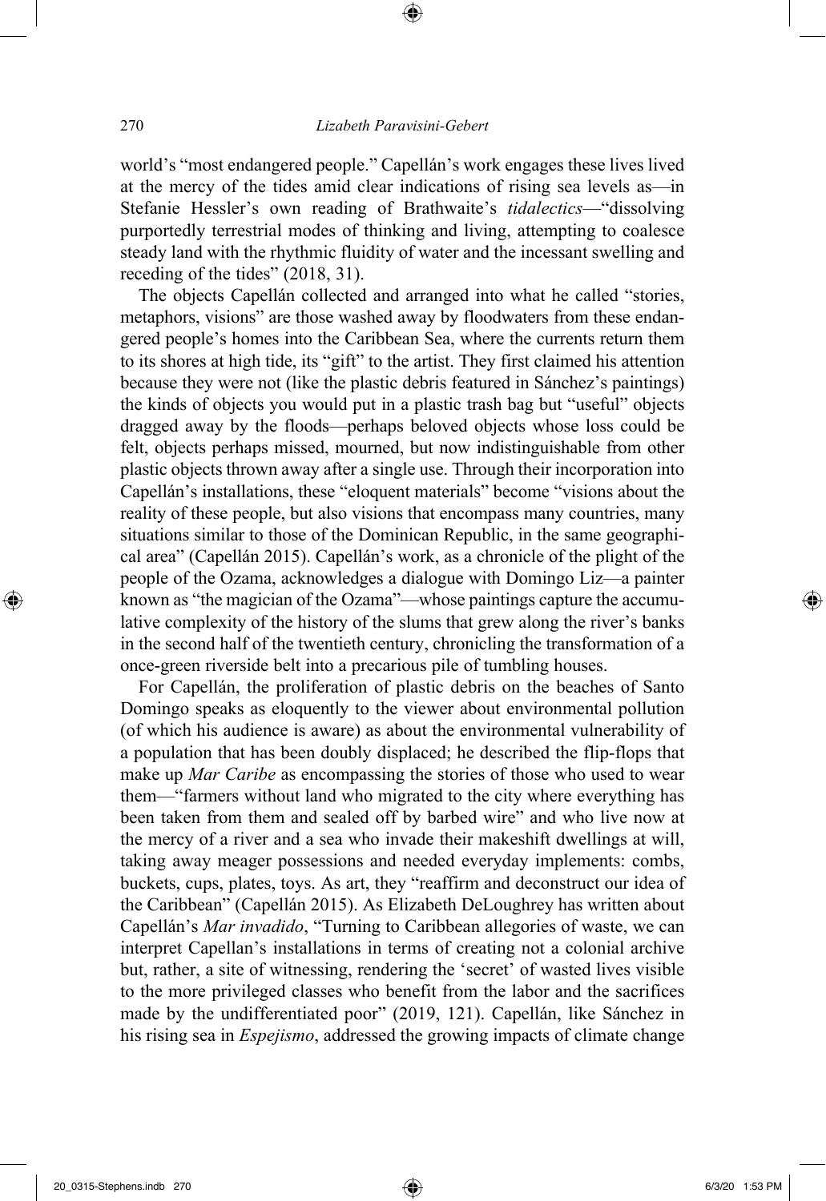world's "most endangered people." Capellán's work engages these lives lived at the mercy of the tides amid clear indications of rising sea levels as—in Stefanie Hessler's own reading of Brathwaite's *tidalectics*—"dissolving purportedly terrestrial modes of thinking and living, attempting to coalesce steady land with the rhythmic fluidity of water and the incessant swelling and receding of the tides" (2018, 31).

The objects Capellán collected and arranged into what he called "stories, metaphors, visions" are those washed away by floodwaters from these endangered people's homes into the Caribbean Sea, where the currents return them to its shores at high tide, its "gift" to the artist. They first claimed his attention because they were not (like the plastic debris featured in Sánchez's paintings) the kinds of objects you would put in a plastic trash bag but "useful" objects dragged away by the floods—perhaps beloved objects whose loss could be felt, objects perhaps missed, mourned, but now indistinguishable from other plastic objects thrown away after a single use. Through their incorporation into Capellán's installations, these "eloquent materials" become "visions about the reality of these people, but also visions that encompass many countries, many situations similar to those of the Dominican Republic, in the same geographical area" (Capellán 2015). Capellán's work, as a chronicle of the plight of the people of the Ozama, acknowledges a dialogue with Domingo Liz—a painter known as "the magician of the Ozama"—whose paintings capture the accumulative complexity of the history of the slums that grew along the river's banks in the second half of the twentieth century, chronicling the transformation of a once-green riverside belt into a precarious pile of tumbling houses.

For Capellán, the proliferation of plastic debris on the beaches of Santo Domingo speaks as eloquently to the viewer about environmental pollution (of which his audience is aware) as about the environmental vulnerability of a population that has been doubly displaced; he described the flip-flops that make up *Mar Caribe* as encompassing the stories of those who used to wear them—"farmers without land who migrated to the city where everything has been taken from them and sealed off by barbed wire" and who live now at the mercy of a river and a sea who invade their makeshift dwellings at will, taking away meager possessions and needed everyday implements: combs, buckets, cups, plates, toys. As art, they "reaffirm and deconstruct our idea of the Caribbean" (Capellán 2015). As Elizabeth DeLoughrey has written about Capellán's *Mar invadido*, "Turning to Caribbean allegories of waste, we can interpret Capellan's installations in terms of creating not a colonial archive but, rather, a site of witnessing, rendering the 'secret' of wasted lives visible to the more privileged classes who benefit from the labor and the sacrifices made by the undifferentiated poor" (2019, 121). Capellán, like Sánchez in his rising sea in *Espejismo*, addressed the growing impacts of climate change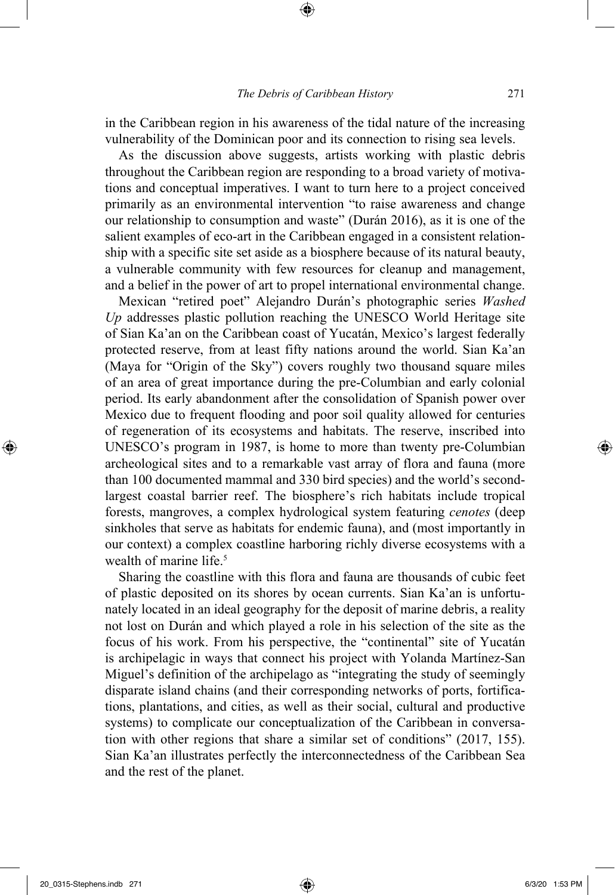in the Caribbean region in his awareness of the tidal nature of the increasing vulnerability of the Dominican poor and its connection to rising sea levels.

As the discussion above suggests, artists working with plastic debris throughout the Caribbean region are responding to a broad variety of motivations and conceptual imperatives. I want to turn here to a project conceived primarily as an environmental intervention "to raise awareness and change our relationship to consumption and waste" (Durán 2016), as it is one of the salient examples of eco-art in the Caribbean engaged in a consistent relationship with a specific site set aside as a biosphere because of its natural beauty, a vulnerable community with few resources for cleanup and management, and a belief in the power of art to propel international environmental change.

Mexican "retired poet" Alejandro Durán's photographic series *Washed Up* addresses plastic pollution reaching the UNESCO World Heritage site of Sian Ka'an on the Caribbean coast of Yucatán, Mexico's largest federally protected reserve, from at least fifty nations around the world. Sian Ka'an (Maya for "Origin of the Sky") covers roughly two thousand square miles of an area of great importance during the pre-Columbian and early colonial period. Its early abandonment after the consolidation of Spanish power over Mexico due to frequent flooding and poor soil quality allowed for centuries of regeneration of its ecosystems and habitats. The reserve, inscribed into UNESCO's program in 1987, is home to more than twenty pre-Columbian archeological sites and to a remarkable vast array of flora and fauna (more than 100 documented mammal and 330 bird species) and the world's second-largest coastal barrier reef. The biosphere's rich habitats include tropical forests, mangroves, a complex hydrological system featuring *cenotes* (deep sinkholes that serve as habitats for endemic fauna), and (most importantly in our context) a complex coastline harboring richly diverse ecosystems with a wealth of marine life.[5]

Sharing the coastline with this flora and fauna are thousands of cubic feet of plastic deposited on its shores by ocean currents. Sian Ka'an is unfortunately located in an ideal geography for the deposit of marine debris, a reality not lost on Durán and which played a role in his selection of the site as the focus of his work. From his perspective, the "continental" site of Yucatán is archipelagic in ways that connect his project with Yolanda Martínez-San Miguel's definition of the archipelago as "integrating the study of seemingly disparate island chains (and their corresponding networks of ports, fortifications, plantations, and cities, as well as their social, cultural and productive systems) to complicate our conceptualization of the Caribbean in conversation with other regions that share a similar set of conditions" (2017, 155). Sian Ka'an illustrates perfectly the interconnectedness of the Caribbean Sea and the rest of the planet.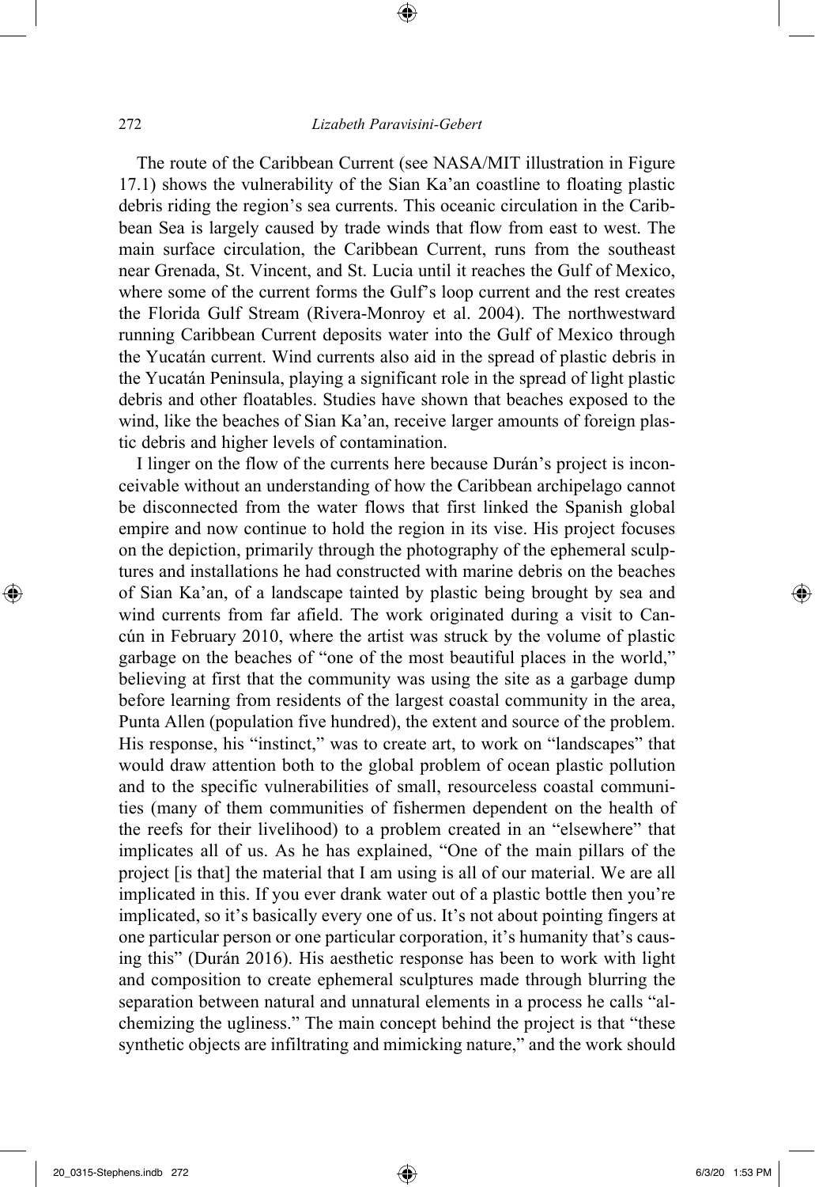The route of the Caribbean Current (see NASA/MIT illustration in Figure 17.1) shows the vulnerability of the Sian Ka'an coastline to floating plastic debris riding the region's sea currents. This oceanic circulation in the Caribbean Sea is largely caused by trade winds that flow from east to west. The main surface circulation, the Caribbean Current, runs from the southeast near Grenada, St. Vincent, and St. Lucia until it reaches the Gulf of Mexico, where some of the current forms the Gulf's loop current and the rest creates the Florida Gulf Stream (Rivera-Monroy et al. 2004). The northwestward running Caribbean Current deposits water into the Gulf of Mexico through the Yucatán current. Wind currents also aid in the spread of plastic debris in the Yucatán Peninsula, playing a significant role in the spread of light plastic debris and other floatables. Studies have shown that beaches exposed to the wind, like the beaches of Sian Ka'an, receive larger amounts of foreign plastic debris and higher levels of contamination.

I linger on the flow of the currents here because Durán's project is inconceivable without an understanding of how the Caribbean archipelago cannot be disconnected from the water flows that first linked the Spanish global empire and now continue to hold the region in its vise. His project focuses on the depiction, primarily through the photography of the ephemeral sculptures and installations he had constructed with marine debris on the beaches of Sian Ka'an, of a landscape tainted by plastic being brought by sea and wind currents from far afield. The work originated during a visit to Cancún in February 2010, where the artist was struck by the volume of plastic garbage on the beaches of "one of the most beautiful places in the world," believing at first that the community was using the site as a garbage dump before learning from residents of the largest coastal community in the area, Punta Allen (population five hundred), the extent and source of the problem. His response, his "instinct," was to create art, to work on "landscapes" that would draw attention both to the global problem of ocean plastic pollution and to the specific vulnerabilities of small, resourceless coastal communities (many of them communities of fishermen dependent on the health of the reefs for their livelihood) to a problem created in an "elsewhere" that implicates all of us. As he has explained, "One of the main pillars of the project [is that] the material that I am using is all of our material. We are all implicated in this. If you ever drank water out of a plastic bottle then you're implicated, so it's basically every one of us. It's not about pointing fingers at one particular person or one particular corporation, it's humanity that's causing this" (Durán 2016). His aesthetic response has been to work with light and composition to create ephemeral sculptures made through blurring the separation between natural and unnatural elements in a process he calls "alchemizing the ugliness." The main concept behind the project is that "these synthetic objects are infiltrating and mimicking nature," and the work should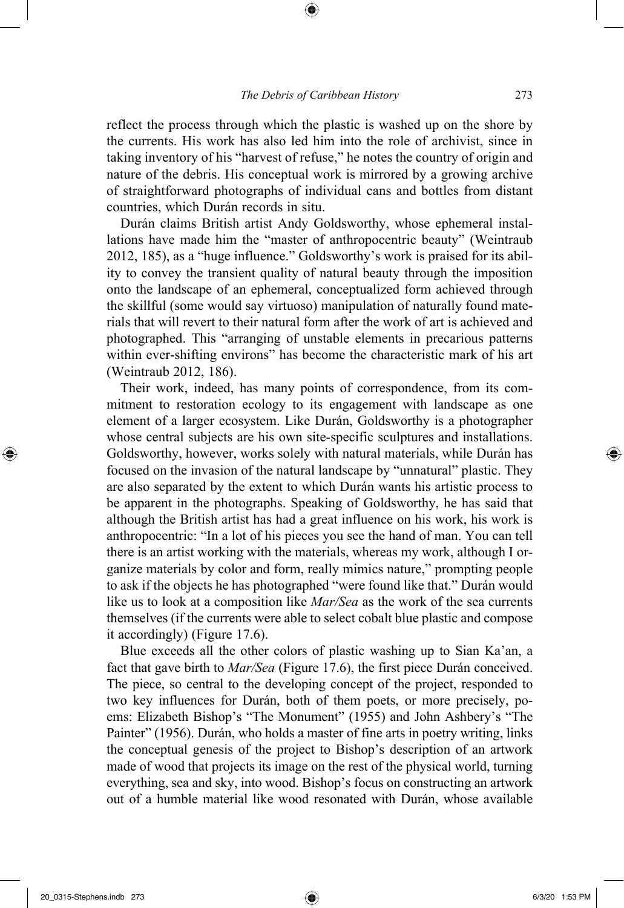reflect the process through which the plastic is washed up on the shore by the currents. His work has also led him into the role of archivist, since in taking inventory of his "harvest of refuse," he notes the country of origin and nature of the debris. His conceptual work is mirrored by a growing archive of straightforward photographs of individual cans and bottles from distant countries, which Durán records in situ.

Durán claims British artist Andy Goldsworthy, whose ephemeral installations have made him the "master of anthropocentric beauty" (Weintraub 2012, 185), as a "huge influence." Goldsworthy's work is praised for its ability to convey the transient quality of natural beauty through the imposition onto the landscape of an ephemeral, conceptualized form achieved through the skillful (some would say virtuoso) manipulation of naturally found materials that will revert to their natural form after the work of art is achieved and photographed. This "arranging of unstable elements in precarious patterns within ever-shifting environs" has become the characteristic mark of his art (Weintraub 2012, 186).

Their work, indeed, has many points of correspondence, from its commitment to restoration ecology to its engagement with landscape as one element of a larger ecosystem. Like Durán, Goldsworthy is a photographer whose central subjects are his own site-specific sculptures and installations. Goldsworthy, however, works solely with natural materials, while Durán has focused on the invasion of the natural landscape by "unnatural" plastic. They are also separated by the extent to which Durán wants his artistic process to be apparent in the photographs. Speaking of Goldsworthy, he has said that although the British artist has had a great influence on his work, his work is anthropocentric: "In a lot of his pieces you see the hand of man. You can tell there is an artist working with the materials, whereas my work, although I organize materials by color and form, really mimics nature," prompting people to ask if the objects he has photographed "were found like that." Durán would like us to look at a composition like *Mar/Sea* as the work of the sea currents themselves (if the currents were able to select cobalt blue plastic and compose it accordingly) (Figure 17.6).

Blue exceeds all the other colors of plastic washing up to Sian Ka'an, a fact that gave birth to *Mar/Sea* (Figure 17.6), the first piece Durán conceived. The piece, so central to the developing concept of the project, responded to two key influences for Durán, both of them poets, or more precisely, poems: Elizabeth Bishop's "The Monument" (1955) and John Ashbery's "The Painter" (1956). Durán, who holds a master of fine arts in poetry writing, links the conceptual genesis of the project to Bishop's description of an artwork made of wood that projects its image on the rest of the physical world, turning everything, sea and sky, into wood. Bishop's focus on constructing an artwork out of a humble material like wood resonated with Durán, whose available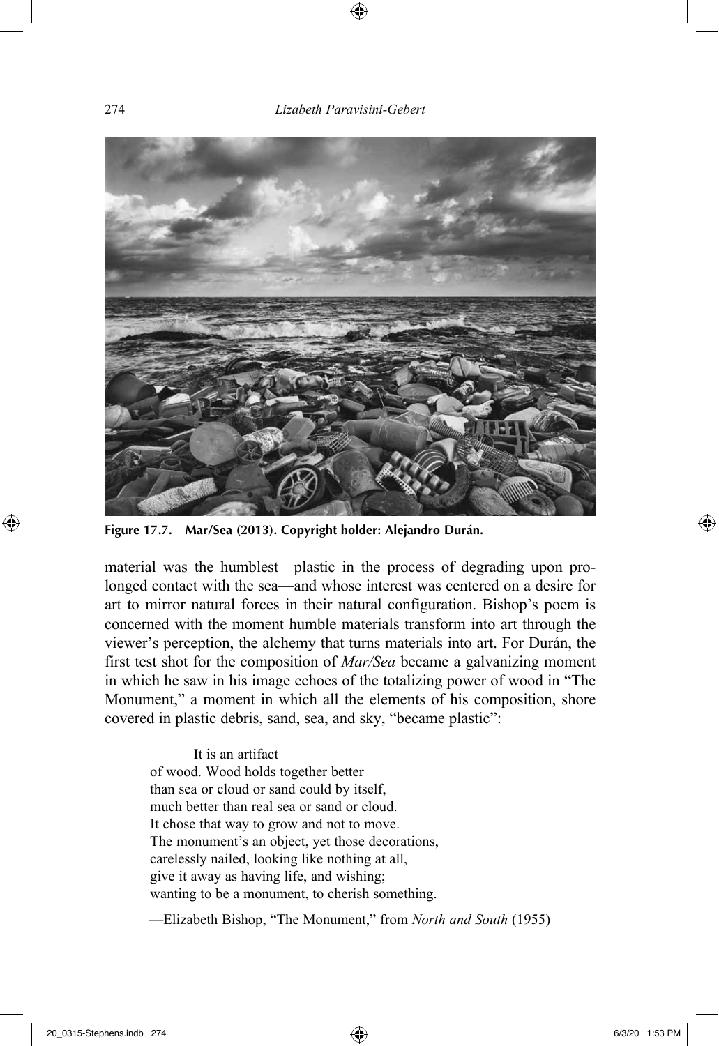Figure 17.7. Mar/Sea (2013). Copyright holder: Alejandro Durán.

material was the humblest—plastic in the process of degrading upon prolonged contact with the sea—and whose interest was centered on a desire for art to mirror natural forces in their natural configuration. Bishop's poem is concerned with the moment humble materials transform into art through the viewer's perception, the alchemy that turns materials into art. For Durán, the first test shot for the composition of *Mar/Sea* became a galvanizing moment in which he saw in his image echoes of the totalizing power of wood in "The Monument," a moment in which all the elements of his composition, shore covered in plastic debris, sand, sea, and sky, "became plastic":

> It is an artifact
> of wood. Wood holds together better
> than sea or cloud or sand could by itself,
> much better than real sea or sand or cloud.
> It chose that way to grow and not to move.
> The monument's an object, yet those decorations,
> carelessly nailed, looking like nothing at all,
> give it away as having life, and wishing;
> wanting to be a monument, to cherish something.
>
> —Elizabeth Bishop, "The Monument," from *North and South* (1955)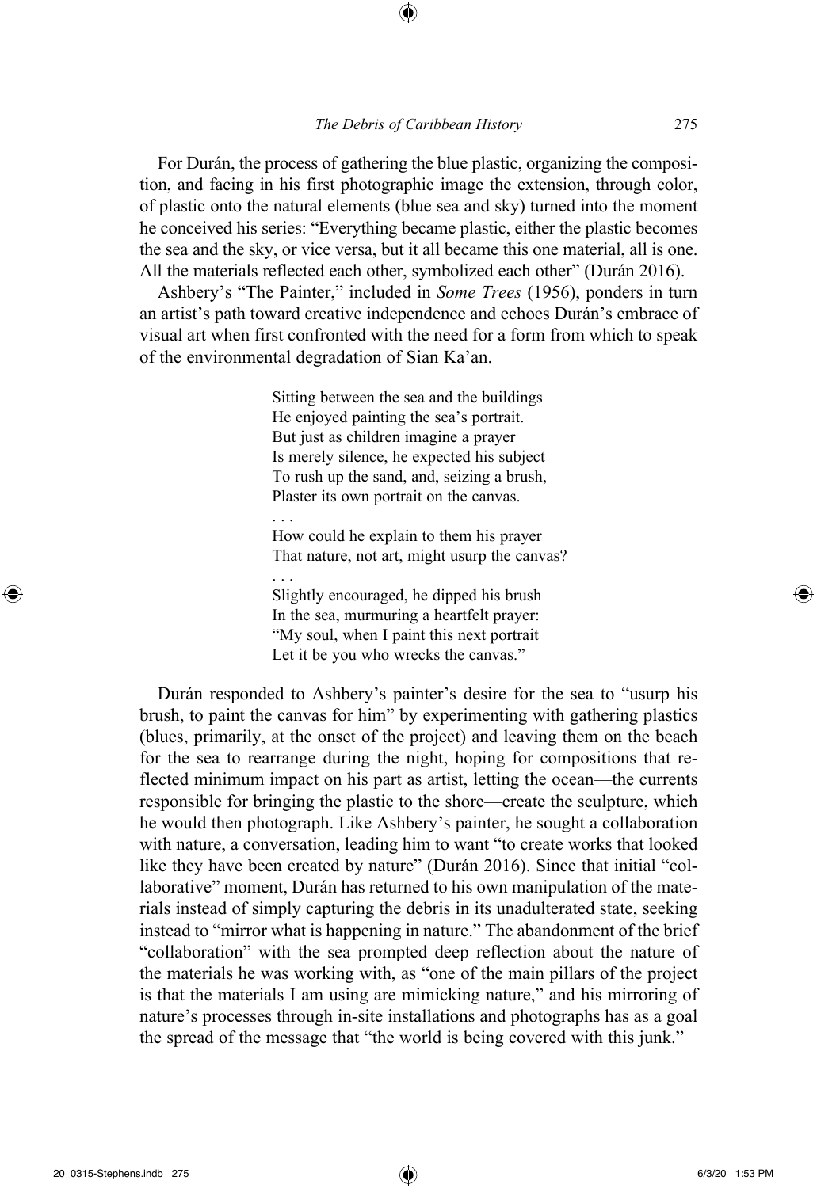For Durán, the process of gathering the blue plastic, organizing the composition, and facing in his first photographic image the extension, through color, of plastic onto the natural elements (blue sea and sky) turned into the moment he conceived his series: "Everything became plastic, either the plastic becomes the sea and the sky, or vice versa, but it all became this one material, all is one. All the materials reflected each other, symbolized each other" (Durán 2016).

Ashbery's "The Painter," included in *Some Trees* (1956), ponders in turn an artist's path toward creative independence and echoes Durán's embrace of visual art when first confronted with the need for a form from which to speak of the environmental degradation of Sian Ka'an.

> Sitting between the sea and the buildings
> He enjoyed painting the sea's portrait.
> But just as children imagine a prayer
> Is merely silence, he expected his subject
> To rush up the sand, and, seizing a brush,
> Plaster its own portrait on the canvas.
> . . .
> How could he explain to them his prayer
> That nature, not art, might usurp the canvas?
> . . .
> Slightly encouraged, he dipped his brush
> In the sea, murmuring a heartfelt prayer:
> "My soul, when I paint this next portrait
> Let it be you who wrecks the canvas."

Durán responded to Ashbery's painter's desire for the sea to "usurp his brush, to paint the canvas for him" by experimenting with gathering plastics (blues, primarily, at the onset of the project) and leaving them on the beach for the sea to rearrange during the night, hoping for compositions that reflected minimum impact on his part as artist, letting the ocean—the currents responsible for bringing the plastic to the shore—create the sculpture, which he would then photograph. Like Ashbery's painter, he sought a collaboration with nature, a conversation, leading him to want "to create works that looked like they have been created by nature" (Durán 2016). Since that initial "collaborative" moment, Durán has returned to his own manipulation of the materials instead of simply capturing the debris in its unadulterated state, seeking instead to "mirror what is happening in nature." The abandonment of the brief "collaboration" with the sea prompted deep reflection about the nature of the materials he was working with, as "one of the main pillars of the project is that the materials I am using are mimicking nature," and his mirroring of nature's processes through in-site installations and photographs has as a goal the spread of the message that "the world is being covered with this junk."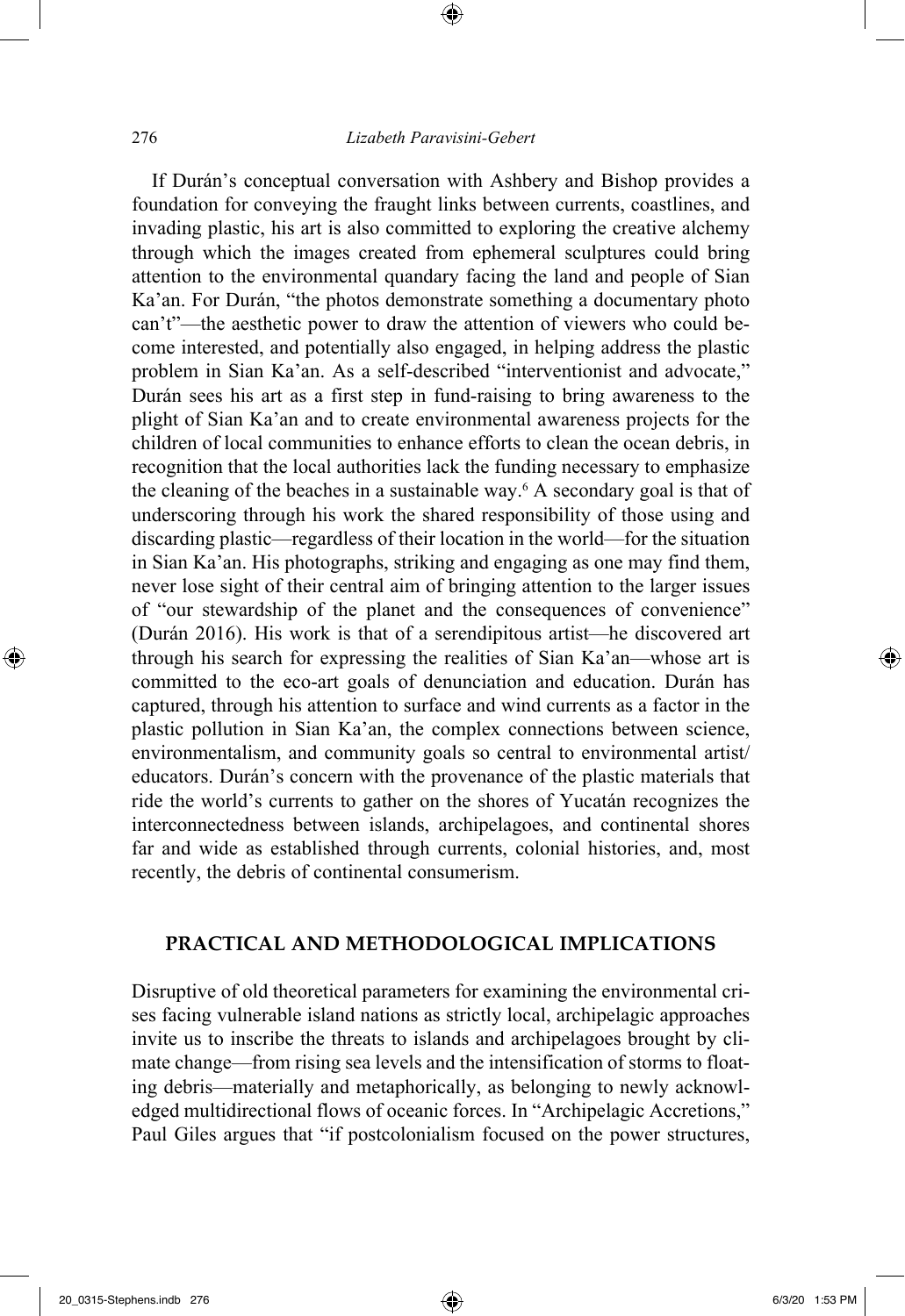If Durán's conceptual conversation with Ashbery and Bishop provides a foundation for conveying the fraught links between currents, coastlines, and invading plastic, his art is also committed to exploring the creative alchemy through which the images created from ephemeral sculptures could bring attention to the environmental quandary facing the land and people of Sian Ka'an. For Durán, "the photos demonstrate something a documentary photo can't"—the aesthetic power to draw the attention of viewers who could become interested, and potentially also engaged, in helping address the plastic problem in Sian Ka'an. As a self-described "interventionist and advocate," Durán sees his art as a first step in fund-raising to bring awareness to the plight of Sian Ka'an and to create environmental awareness projects for the children of local communities to enhance efforts to clean the ocean debris, in recognition that the local authorities lack the funding necessary to emphasize the cleaning of the beaches in a sustainable way.[6] A secondary goal is that of underscoring through his work the shared responsibility of those using and discarding plastic—regardless of their location in the world—for the situation in Sian Ka'an. His photographs, striking and engaging as one may find them, never lose sight of their central aim of bringing attention to the larger issues of "our stewardship of the planet and the consequences of convenience" (Durán 2016). His work is that of a serendipitous artist—he discovered art through his search for expressing the realities of Sian Ka'an—whose art is committed to the eco-art goals of denunciation and education. Durán has captured, through his attention to surface and wind currents as a factor in the plastic pollution in Sian Ka'an, the complex connections between science, environmentalism, and community goals so central to environmental artist/educators. Durán's concern with the provenance of the plastic materials that ride the world's currents to gather on the shores of Yucatán recognizes the interconnectedness between islands, archipelagoes, and continental shores far and wide as established through currents, colonial histories, and, most recently, the debris of continental consumerism.

## PRACTICAL AND METHODOLOGICAL IMPLICATIONS

Disruptive of old theoretical parameters for examining the environmental crises facing vulnerable island nations as strictly local, archipelagic approaches invite us to inscribe the threats to islands and archipelagoes brought by climate change—from rising sea levels and the intensification of storms to floating debris—materially and metaphorically, as belonging to newly acknowledged multidirectional flows of oceanic forces. In "Archipelagic Accretions," Paul Giles argues that "if postcolonialism focused on the power structures,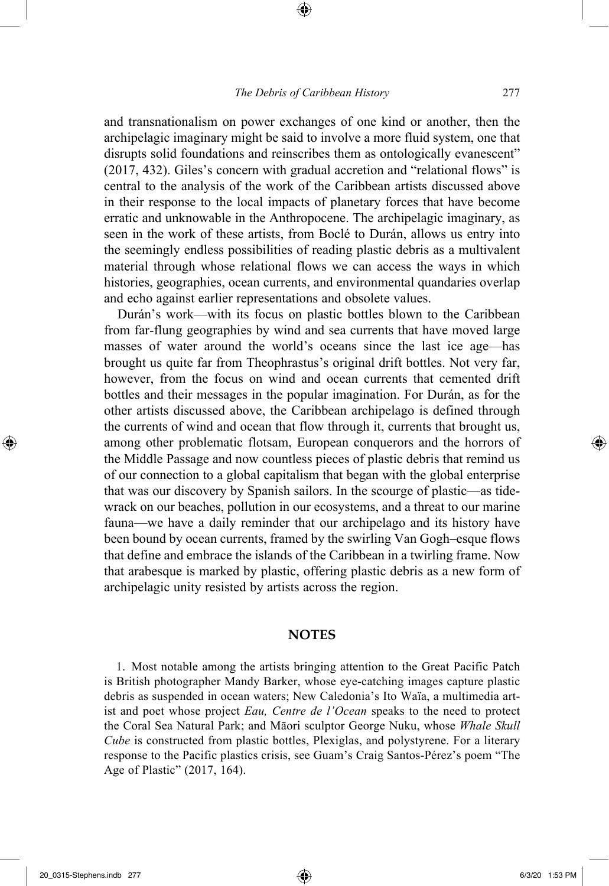and transnationalism on power exchanges of one kind or another, then the archipelagic imaginary might be said to involve a more fluid system, one that disrupts solid foundations and reinscribes them as ontologically evanescent" (2017, 432). Giles's concern with gradual accretion and "relational flows" is central to the analysis of the work of the Caribbean artists discussed above in their response to the local impacts of planetary forces that have become erratic and unknowable in the Anthropocene. The archipelagic imaginary, as seen in the work of these artists, from Boclé to Durán, allows us entry into the seemingly endless possibilities of reading plastic debris as a multivalent material through whose relational flows we can access the ways in which histories, geographies, ocean currents, and environmental quandaries overlap and echo against earlier representations and obsolete values.

Durán's work—with its focus on plastic bottles blown to the Caribbean from far-flung geographies by wind and sea currents that have moved large masses of water around the world's oceans since the last ice age—has brought us quite far from Theophrastus's original drift bottles. Not very far, however, from the focus on wind and ocean currents that cemented drift bottles and their messages in the popular imagination. For Durán, as for the other artists discussed above, the Caribbean archipelago is defined through the currents of wind and ocean that flow through it, currents that brought us, among other problematic flotsam, European conquerors and the horrors of the Middle Passage and now countless pieces of plastic debris that remind us of our connection to a global capitalism that began with the global enterprise that was our discovery by Spanish sailors. In the scourge of plastic—as tide-wrack on our beaches, pollution in our ecosystems, and a threat to our marine fauna—we have a daily reminder that our archipelago and its history have been bound by ocean currents, framed by the swirling Van Gogh–esque flows that define and embrace the islands of the Caribbean in a twirling frame. Now that arabesque is marked by plastic, offering plastic debris as a new form of archipelagic unity resisted by artists across the region.

## NOTES

1. Most notable among the artists bringing attention to the Great Pacific Patch is British photographer Mandy Barker, whose eye-catching images capture plastic debris as suspended in ocean waters; New Caledonia's Ito Waïa, a multimedia artist and poet whose project *Eau, Centre de l'Ocean* speaks to the need to protect the Coral Sea Natural Park; and Māori sculptor George Nuku, whose *Whale Skull Cube* is constructed from plastic bottles, Plexiglas, and polystyrene. For a literary response to the Pacific plastics crisis, see Guam's Craig Santos-Pérez's poem "The Age of Plastic" (2017, 164).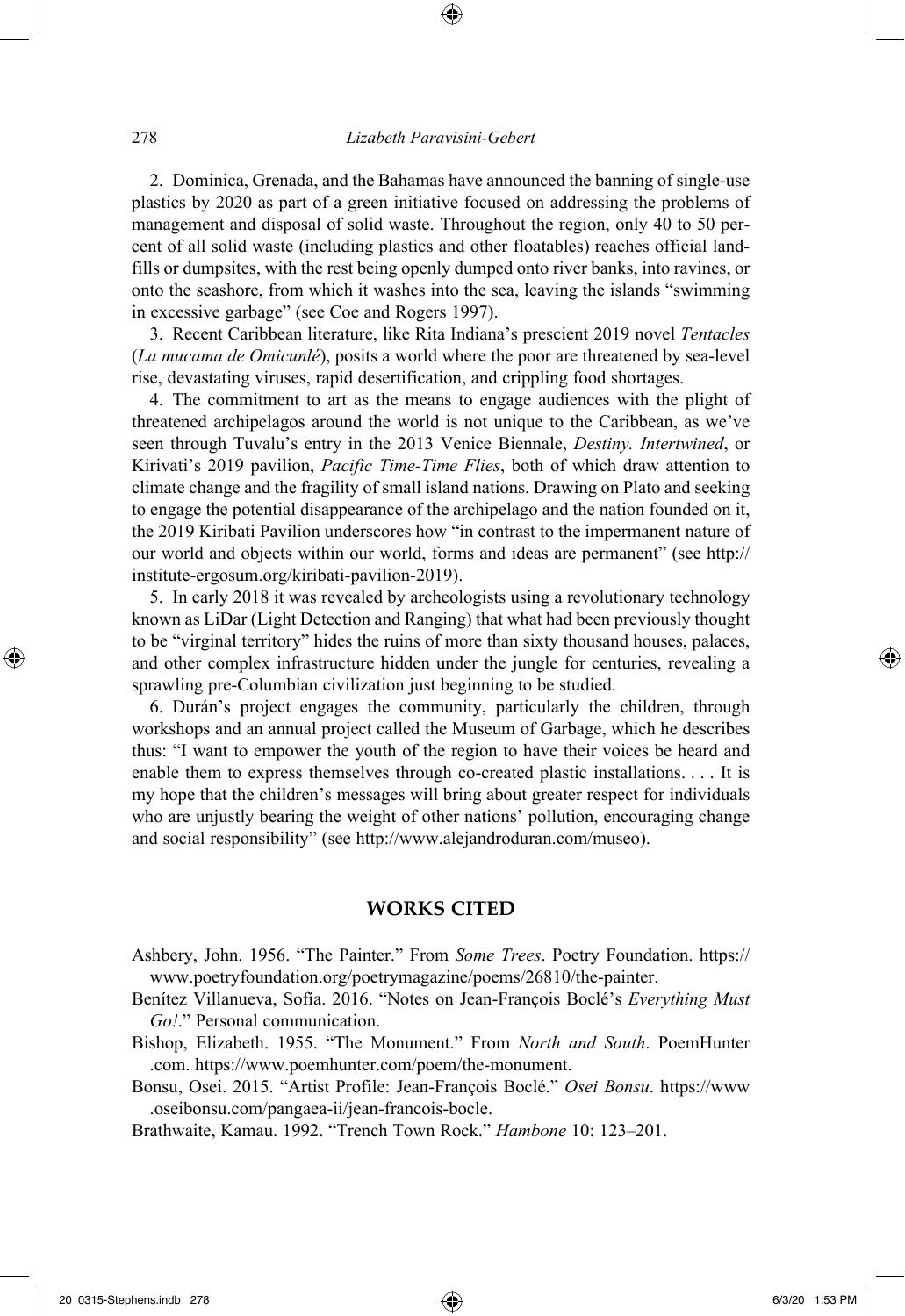2. Dominica, Grenada, and the Bahamas have announced the banning of single-use plastics by 2020 as part of a green initiative focused on addressing the problems of management and disposal of solid waste. Throughout the region, only 40 to 50 percent of all solid waste (including plastics and other floatables) reaches official landfills or dumpsites, with the rest being openly dumped onto river banks, into ravines, or onto the seashore, from which it washes into the sea, leaving the islands "swimming in excessive garbage" (see Coe and Rogers 1997).

3. Recent Caribbean literature, like Rita Indiana's prescient 2019 novel *Tentacles* (*La mucama de Omicunlé*), posits a world where the poor are threatened by sea-level rise, devastating viruses, rapid desertification, and crippling food shortages.

4. The commitment to art as the means to engage audiences with the plight of threatened archipelagos around the world is not unique to the Caribbean, as we've seen through Tuvalu's entry in the 2013 Venice Biennale, *Destiny. Intertwined*, or Kirivati's 2019 pavilion, *Pacific Time-Time Flies*, both of which draw attention to climate change and the fragility of small island nations. Drawing on Plato and seeking to engage the potential disappearance of the archipelago and the nation founded on it, the 2019 Kiribati Pavilion underscores how "in contrast to the impermanent nature of our world and objects within our world, forms and ideas are permanent" (see http://institute-ergosum.org/kiribati-pavilion-2019).

5. In early 2018 it was revealed by archeologists using a revolutionary technology known as LiDar (Light Detection and Ranging) that what had been previously thought to be "virginal territory" hides the ruins of more than sixty thousand houses, palaces, and other complex infrastructure hidden under the jungle for centuries, revealing a sprawling pre-Columbian civilization just beginning to be studied.

6. Durán's project engages the community, particularly the children, through workshops and an annual project called the Museum of Garbage, which he describes thus: "I want to empower the youth of the region to have their voices be heard and enable them to express themselves through co-created plastic installations. . . . It is my hope that the children's messages will bring about greater respect for individuals who are unjustly bearing the weight of other nations' pollution, encouraging change and social responsibility" (see http://www.alejandroduran.com/museo).

## WORKS CITED

Ashbery, John. 1956. "The Painter." From *Some Trees*. Poetry Foundation. https://www.poetryfoundation.org/poetrymagazine/poems/26810/the-painter.

Benítez Villanueva, Sofía. 2016. "Notes on Jean-François Boclé's *Everything Must Go!*." Personal communication.

Bishop, Elizabeth. 1955. "The Monument." From *North and South*. PoemHunter.com. https://www.poemhunter.com/poem/the-monument.

Bonsu, Osei. 2015. "Artist Profile: Jean-François Boclé." *Osei Bonsu*. https://www.oseibonsu.com/pangaea-ii/jean-francois-bocle.

Brathwaite, Kamau. 1992. "Trench Town Rock." *Hambone* 10: 123–201.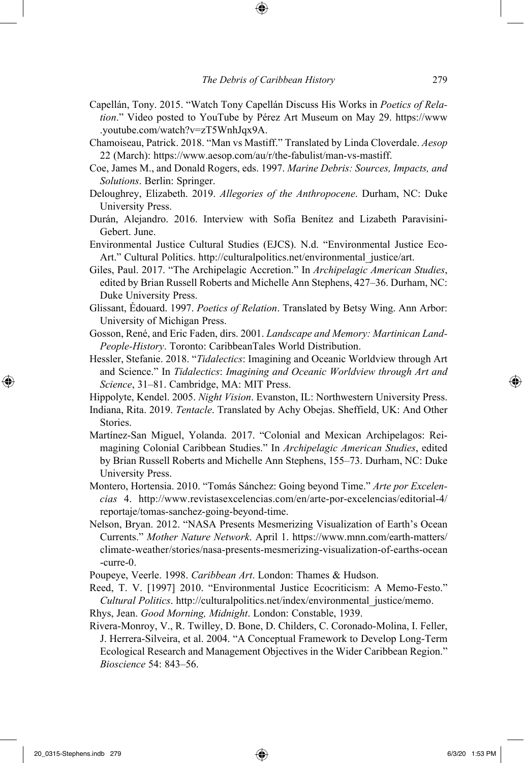Capellán, Tony. 2015. "Watch Tony Capellán Discuss His Works in *Poetics of Relation*." Video posted to YouTube by Pérez Art Museum on May 29. https://www.youtube.com/watch?v=zT5WnhJqx9A.

Chamoiseau, Patrick. 2018. "Man vs Mastiff." Translated by Linda Cloverdale. *Aesop* 22 (March): https://www.aesop.com/au/r/the-fabulist/man-vs-mastiff.

Coe, James M., and Donald Rogers, eds. 1997. *Marine Debris: Sources, Impacts, and Solutions*. Berlin: Springer.

Deloughrey, Elizabeth. 2019. *Allegories of the Anthropocene*. Durham, NC: Duke University Press.

Durán, Alejandro. 2016. Interview with Sofía Benítez and Lizabeth Paravisini-Gebert. June.

Environmental Justice Cultural Studies (EJCS). N.d. "Environmental Justice Eco-Art." Cultural Politics. http://culturalpolitics.net/environmental_justice/art.

Giles, Paul. 2017. "The Archipelagic Accretion." In *Archipelagic American Studies*, edited by Brian Russell Roberts and Michelle Ann Stephens, 427–36. Durham, NC: Duke University Press.

Glissant, Édouard. 1997. *Poetics of Relation*. Translated by Betsy Wing. Ann Arbor: University of Michigan Press.

Gosson, René, and Eric Faden, dirs. 2001. *Landscape and Memory: Martinican Land-People-History*. Toronto: CaribbeanTales World Distribution.

Hessler, Stefanie. 2018. "*Tidalectics*: Imagining and Oceanic Worldview through Art and Science." In *Tidalectics*: *Imagining and Oceanic Worldview through Art and Science*, 31–81. Cambridge, MA: MIT Press.

Hippolyte, Kendel. 2005. *Night Vision*. Evanston, IL: Northwestern University Press.

Indiana, Rita. 2019. *Tentacle*. Translated by Achy Obejas. Sheffield, UK: And Other Stories.

Martínez-San Miguel, Yolanda. 2017. "Colonial and Mexican Archipelagos: Reimagining Colonial Caribbean Studies." In *Archipelagic American Studies*, edited by Brian Russell Roberts and Michelle Ann Stephens, 155–73. Durham, NC: Duke University Press.

Montero, Hortensia. 2010. "Tomás Sánchez: Going beyond Time." *Arte por Excelencias* 4. http://www.revistasexcelencias.com/en/arte-por-excelencias/editorial-4/reportaje/tomas-sanchez-going-beyond-time.

Nelson, Bryan. 2012. "NASA Presents Mesmerizing Visualization of Earth's Ocean Currents." *Mother Nature Network*. April 1. https://www.mnn.com/earth-matters/climate-weather/stories/nasa-presents-mesmerizing-visualization-of-earths-ocean-curre-0.

Poupeye, Veerle. 1998. *Caribbean Art*. London: Thames & Hudson.

Reed, T. V. [1997] 2010. "Environmental Justice Ecocriticism: A Memo-Festo." *Cultural Politics*. http://culturalpolitics.net/index/environmental_justice/memo.

Rhys, Jean. *Good Morning, Midnight*. London: Constable, 1939.

Rivera-Monroy, V., R. Twilley, D. Bone, D. Childers, C. Coronado-Molina, I. Feller, J. Herrera-Silveira, et al. 2004. "A Conceptual Framework to Develop Long-Term Ecological Research and Management Objectives in the Wider Caribbean Region." *Bioscience* 54: 843–56.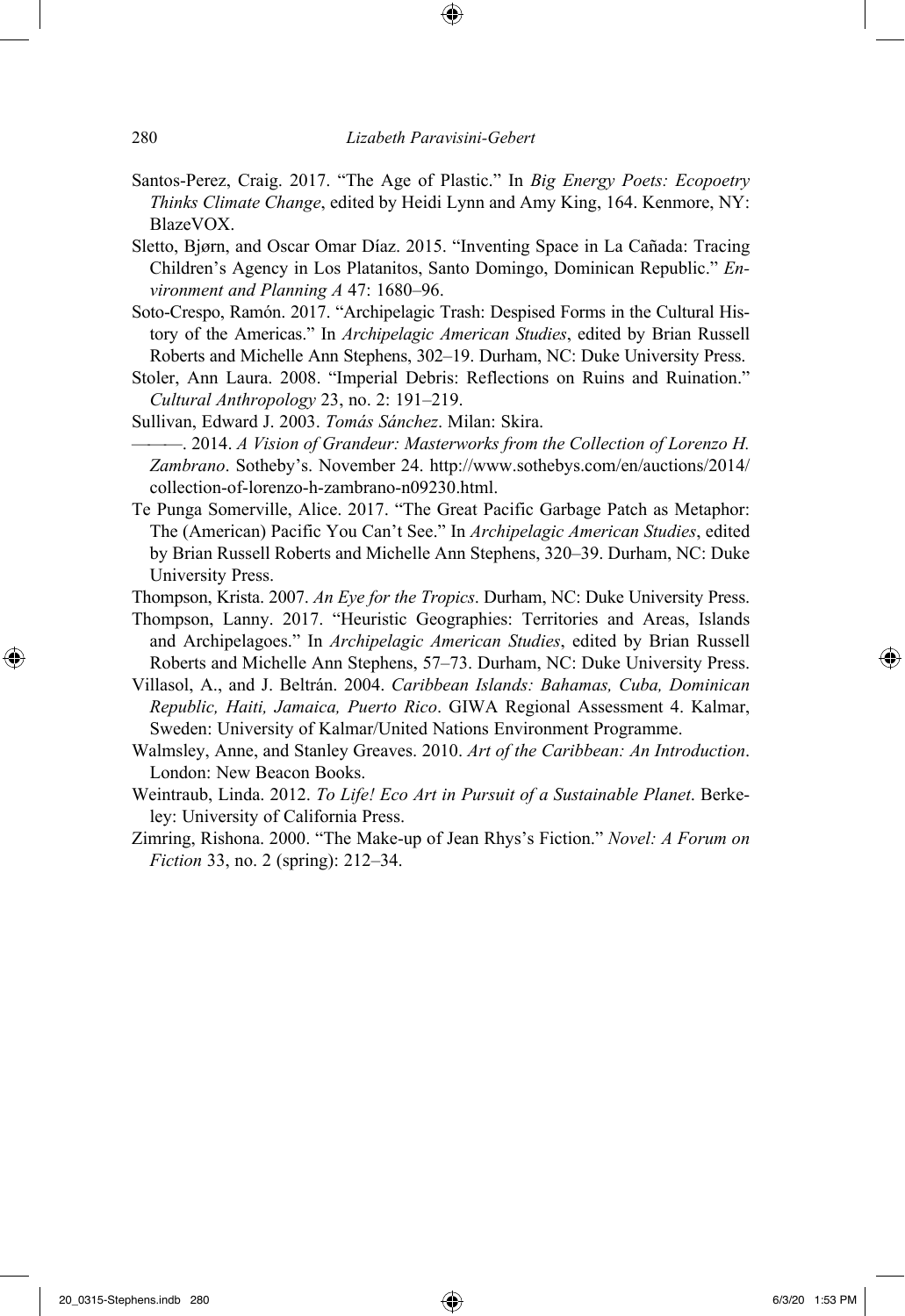Santos-Perez, Craig. 2017. "The Age of Plastic." In *Big Energy Poets: Ecopoetry Thinks Climate Change*, edited by Heidi Lynn and Amy King, 164. Kenmore, NY: BlazeVOX.

Sletto, Bjørn, and Oscar Omar Díaz. 2015. "Inventing Space in La Cañada: Tracing Children's Agency in Los Platanitos, Santo Domingo, Dominican Republic." *Environment and Planning A* 47: 1680–96.

Soto-Crespo, Ramón. 2017. "Archipelagic Trash: Despised Forms in the Cultural History of the Americas." In *Archipelagic American Studies*, edited by Brian Russell Roberts and Michelle Ann Stephens, 302–19. Durham, NC: Duke University Press.

Stoler, Ann Laura. 2008. "Imperial Debris: Reflections on Ruins and Ruination." *Cultural Anthropology* 23, no. 2: 191–219.

Sullivan, Edward J. 2003. *Tomás Sánchez*. Milan: Skira.

———. 2014. *A Vision of Grandeur: Masterworks from the Collection of Lorenzo H. Zambrano*. Sotheby's. November 24. http://www.sothebys.com/en/auctions/2014/collection-of-lorenzo-h-zambrano-n09230.html.

Te Punga Somerville, Alice. 2017. "The Great Pacific Garbage Patch as Metaphor: The (American) Pacific You Can't See." In *Archipelagic American Studies*, edited by Brian Russell Roberts and Michelle Ann Stephens, 320–39. Durham, NC: Duke University Press.

Thompson, Krista. 2007. *An Eye for the Tropics*. Durham, NC: Duke University Press.

Thompson, Lanny. 2017. "Heuristic Geographies: Territories and Areas, Islands and Archipelagoes." In *Archipelagic American Studies*, edited by Brian Russell Roberts and Michelle Ann Stephens, 57–73. Durham, NC: Duke University Press.

Villasol, A., and J. Beltrán. 2004. *Caribbean Islands: Bahamas, Cuba, Dominican Republic, Haiti, Jamaica, Puerto Rico*. GIWA Regional Assessment 4. Kalmar, Sweden: University of Kalmar/United Nations Environment Programme.

Walmsley, Anne, and Stanley Greaves. 2010. *Art of the Caribbean: An Introduction*. London: New Beacon Books.

Weintraub, Linda. 2012. *To Life! Eco Art in Pursuit of a Sustainable Planet*. Berkeley: University of California Press.

Zimring, Rishona. 2000. "The Make-up of Jean Rhys's Fiction." *Novel: A Forum on Fiction* 33, no. 2 (spring): 212–34.